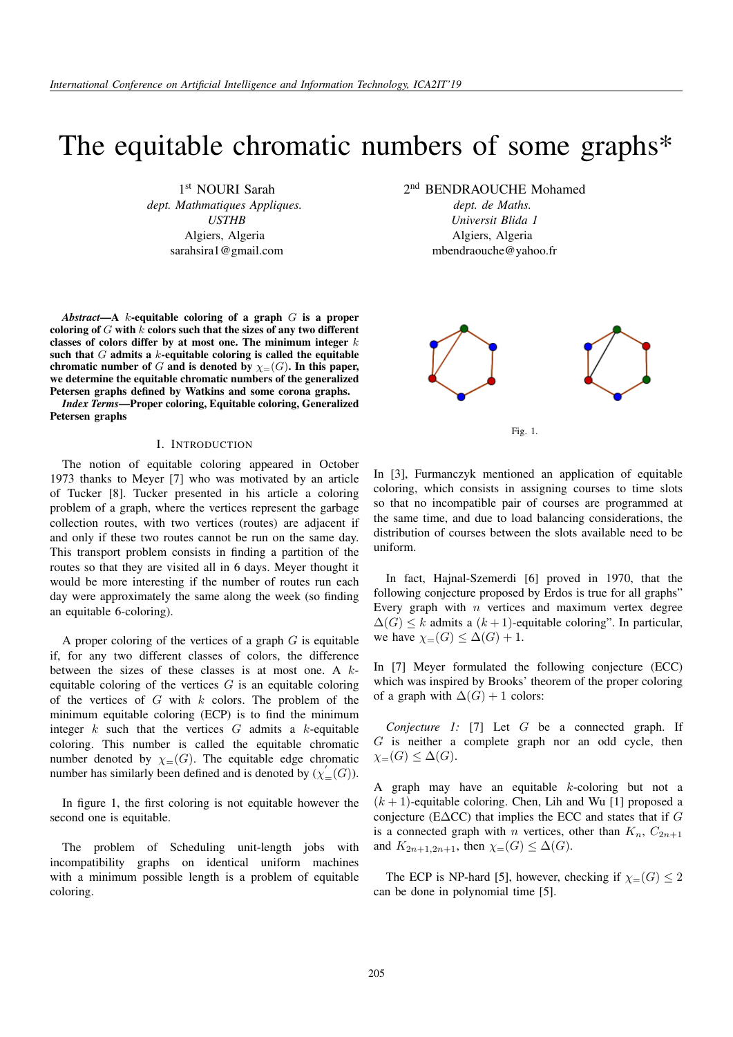# The equitable chromatic numbers of some graphs*

1st NOURI Sarah
*dept. Mathmatiques Appliques.*
*USTHB*
Algiers, Algeria
sarahsira1@gmail.com

2nd BENDRAOUCHE Mohamed
*dept. de Maths.*
*Universit Blida 1*
Algiers, Algeria
mbendraouche@yahoo.fr

***Abstract*—A $k$-equitable coloring of a graph $G$ is a proper coloring of $G$ with $k$ colors such that the sizes of any two different classes of colors differ by at most one. The minimum integer $k$ such that $G$ admits a $k$-equitable coloring is called the equitable chromatic number of $G$ and is denoted by $\chi_=(G)$. In this paper, we determine the equitable chromatic numbers of the generalized Petersen graphs defined by Watkins and some corona graphs.**

***Index Terms*—Proper coloring, Equitable coloring, Generalized Petersen graphs**

## I. Introduction

The notion of equitable coloring appeared in October 1973 thanks to Meyer [7] who was motivated by an article of Tucker [8]. Tucker presented in his article a coloring problem of a graph, where the vertices represent the garbage collection routes, with two vertices (routes) are adjacent if and only if these two routes cannot be run on the same day. This transport problem consists in finding a partition of the routes so that they are visited all in 6 days. Meyer thought it would be more interesting if the number of routes run each day were approximately the same along the week (so finding an equitable 6-coloring).

A proper coloring of the vertices of a graph $G$ is equitable if, for any two different classes of colors, the difference between the sizes of these classes is at most one. A $k$-equitable coloring of the vertices $G$ is an equitable coloring of the vertices of $G$ with $k$ colors. The problem of the minimum equitable coloring (ECP) is to find the minimum integer $k$ such that the vertices $G$ admits a $k$-equitable coloring. This number is called the equitable chromatic number denoted by $\chi_=(G)$. The equitable edge chromatic number has similarly been defined and is denoted by ($\chi^{'}_=(G)$).

In figure 1, the first coloring is not equitable however the second one is equitable.

The problem of Scheduling unit-length jobs with incompatibility graphs on identical uniform machines with a minimum possible length is a problem of equitable coloring.

Fig. 1.

In [3], Furmanczyk mentioned an application of equitable coloring, which consists in assigning courses to time slots so that no incompatible pair of courses are programmed at the same time, and due to load balancing considerations, the distribution of courses between the slots available need to be uniform.

In fact, Hajnal-Szemerdi [6] proved in 1970, that the following conjecture proposed by Erdos is true for all graphs" Every graph with $n$ vertices and maximum vertex degree $\Delta(G) \leq k$ admits a $(k+1)$-equitable coloring". In particular, we have $\chi_=(G) \leq \Delta(G)+1$.

In [7] Meyer formulated the following conjecture (ECC) which was inspired by Brooks' theorem of the proper coloring of a graph with $\Delta(G)+1$ colors:

*Conjecture 1:* [7] Let $G$ be a connected graph. If $G$ is neither a complete graph nor an odd cycle, then $\chi_=(G) \leq \Delta(G)$.

A graph may have an equitable $k$-coloring but not a $(k+1)$-equitable coloring. Chen, Lih and Wu [1] proposed a conjecture (E$\Delta$CC) that implies the ECC and states that if $G$ is a connected graph with $n$ vertices, other than $K_n$, $C_{2n+1}$ and $K_{2n+1,2n+1}$, then $\chi_=(G) \leq \Delta(G)$.

The ECP is NP-hard [5], however, checking if $\chi_=(G) \leq 2$ can be done in polynomial time [5].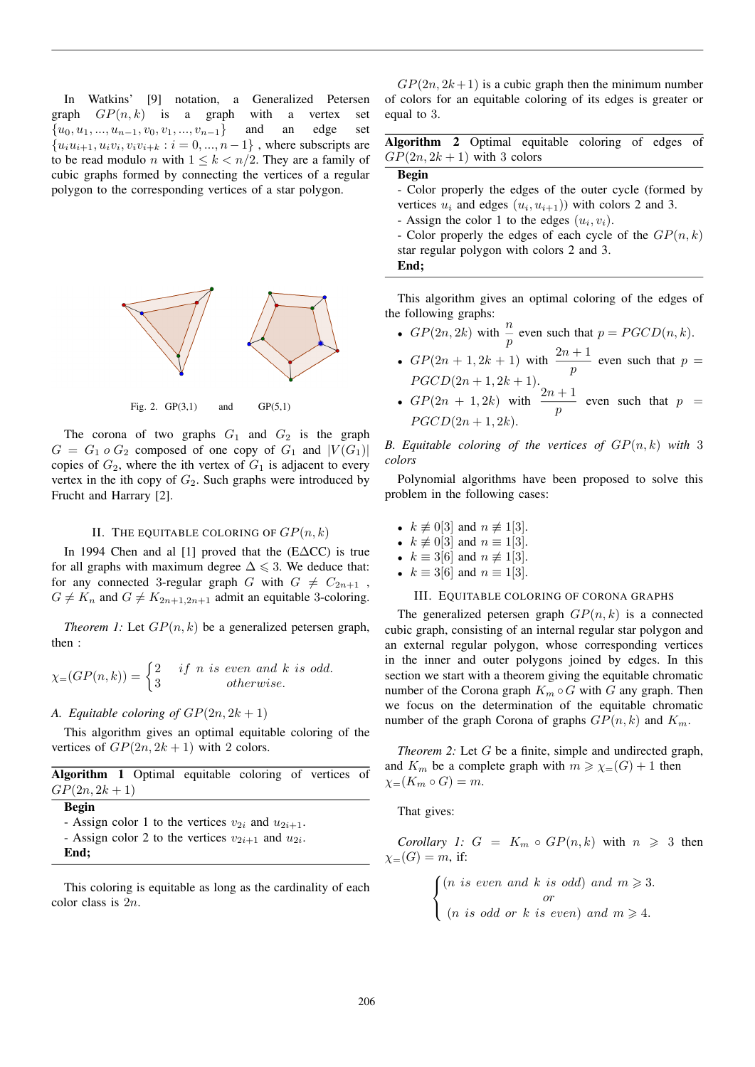In Watkins' [9] notation, a Generalized Petersen graph $GP(n,k)$ is a graph with a vertex set $\{u_0, u_1, ..., u_{n-1}, v_0, v_1, ..., v_{n-1}\}$ and an edge set $\{u_i u_{i+1}, u_i v_i, v_i v_{i+k} : i = 0, ..., n-1\}$ , where subscripts are to be read modulo $n$ with $1 \leq k < n/2$. They are a family of cubic graphs formed by connecting the vertices of a regular polygon to the corresponding vertices of a star polygon.

Fig. 2. GP(3,1) and GP(5,1)

The corona of two graphs $G_1$ and $G_2$ is the graph $G = G_1 \, o \, G_2$ composed of one copy of $G_1$ and $|V(G_1)|$ copies of $G_2$, where the ith vertex of $G_1$ is adjacent to every vertex in the ith copy of $G_2$. Such graphs were introduced by Frucht and Harrary [2].

## II. The equitable coloring of $GP(n,k)$

In 1994 Chen and al [1] proved that the (EΔCC) is true for all graphs with maximum degree $\Delta \leqslant 3$. We deduce that: for any connected 3-regular graph $G$ with $G \neq C_{2n+1}$ , $G \neq K_n$ and $G \neq K_{2n+1,2n+1}$ admit an equitable 3-coloring.

*Theorem 1:* Let $GP(n,k)$ be a generalized petersen graph, then :

$$\chi_{=}(GP(n,k)) = \begin{cases} 2 & if \ n \ is \ even \ and \ k \ is \ odd. \\ 3 & otherwise. \end{cases}$$

### A. Equitable coloring of $GP(2n, 2k+1)$

This algorithm gives an optimal equitable coloring of the vertices of $GP(2n, 2k+1)$ with 2 colors.

**Algorithm 1** Optimal equitable coloring of vertices of $GP(2n, 2k+1)$

**Begin**
- Assign color 1 to the vertices $v_{2i}$ and $u_{2i+1}$.
- Assign color 2 to the vertices $v_{2i+1}$ and $u_{2i}$.
**End;**

This coloring is equitable as long as the cardinality of each color class is $2n$.

$GP(2n, 2k+1)$ is a cubic graph then the minimum number of colors for an equitable coloring of its edges is greater or equal to 3.

**Algorithm 2** Optimal equitable coloring of edges of $GP(2n, 2k+1)$ with 3 colors

**Begin**
- Color properly the edges of the outer cycle (formed by vertices $u_i$ and edges $(u_i, u_{i+1})$) with colors 2 and 3.
- Assign the color 1 to the edges $(u_i, v_i)$.
- Color properly the edges of each cycle of the $GP(n,k)$ star regular polygon with colors 2 and 3.
**End;**

This algorithm gives an optimal coloring of the edges of the following graphs:

- $GP(2n, 2k)$ with $\dfrac{n}{p}$ even such that $p = PGCD(n,k)$.
- $GP(2n+1, 2k+1)$ with $\dfrac{2n+1}{p}$ even such that $p = PGCD(2n+1, 2k+1)$.
- $GP(2n+1, 2k)$ with $\dfrac{2n+1}{p}$ even such that $p = PGCD(2n+1, 2k)$.

### B. Equitable coloring of the vertices of $GP(n,k)$ with 3 colors

Polynomial algorithms have been proposed to solve this problem in the following cases:

- $k \not\equiv 0[3]$ and $n \not\equiv 1[3]$.
- $k \not\equiv 0[3]$ and $n \equiv 1[3]$.
- $k \equiv 3[6]$ and $n \not\equiv 1[3]$.
- $k \equiv 3[6]$ and $n \equiv 1[3]$.

## III. Equitable coloring of corona graphs

The generalized petersen graph $GP(n,k)$ is a connected cubic graph, consisting of an internal regular star polygon and an external regular polygon, whose corresponding vertices in the inner and outer polygons joined by edges. In this section we start with a theorem giving the equitable chromatic number of the Corona graph $K_m \circ G$ with $G$ any graph. Then we focus on the determination of the equitable chromatic number of the graph Corona of graphs $GP(n,k)$ and $K_m$.

*Theorem 2:* Let $G$ be a finite, simple and undirected graph, and $K_m$ be a complete graph with $m \geqslant \chi_{=}(G) + 1$ then $\chi_{=}(K_m \circ G) = m$.

That gives:

*Corollary 1:* $G = K_m \circ GP(n,k)$ with $n \geqslant 3$ then $\chi_{=}(G) = m$, if:

$$\begin{cases} (n \ is \ even \ and \ k \ is \ odd) \ and \ m \geqslant 3. \\ or \\ (n \ is \ odd \ or \ k \ is \ even) \ and \ m \geqslant 4. \end{cases}$$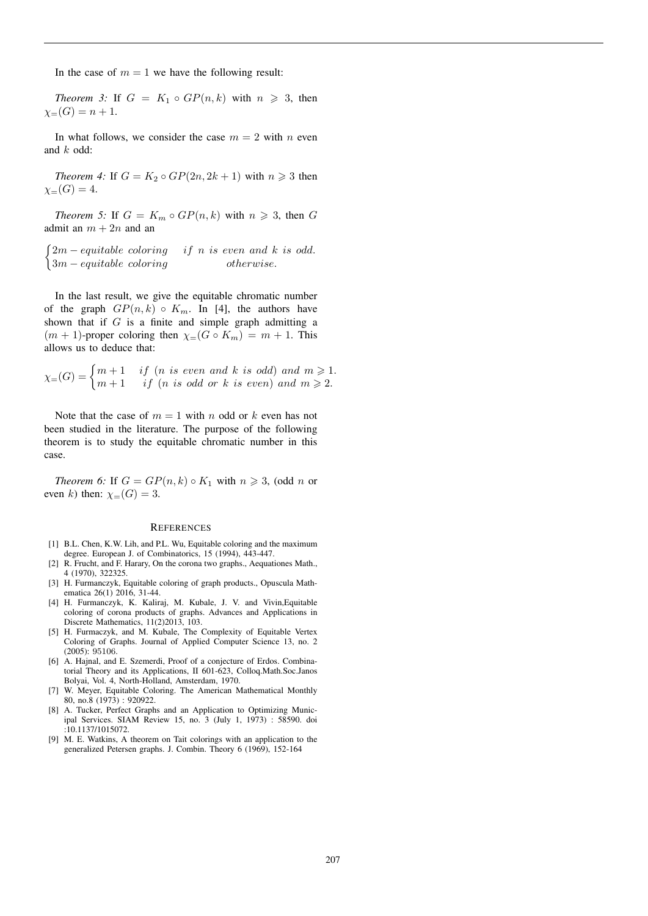In the case of $m = 1$ we have the following result:

*Theorem 3:* If $G = K_1 \circ GP(n,k)$ with $n \geqslant 3$, then $\chi_=(G) = n + 1$.

In what follows, we consider the case $m = 2$ with $n$ even and $k$ odd:

*Theorem 4:* If $G = K_2 \circ GP(2n, 2k+1)$ with $n \geqslant 3$ then $\chi_=(G) = 4$.

*Theorem 5:* If $G = K_m \circ GP(n,k)$ with $n \geqslant 3$, then $G$ admit an $m + 2n$ and an

$$\begin{cases} 2m - equitable\ coloring & if\ n\ is\ even\ and\ k\ is\ odd. \\ 3m - equitable\ coloring & otherwise. \end{cases}$$

In the last result, we give the equitable chromatic number of the graph $GP(n,k) \circ K_m$. In [4], the authors have shown that if $G$ is a finite and simple graph admitting a $(m+1)$-proper coloring then $\chi_=(G \circ K_m) = m + 1$. This allows us to deduce that:

$$\chi_=(G) = \begin{cases} m+1 & if\ (n\ is\ even\ and\ k\ is\ odd)\ and\ m \geqslant 1. \\ m+1 & if\ (n\ is\ odd\ or\ k\ is\ even)\ and\ m \geqslant 2. \end{cases}$$

Note that the case of $m = 1$ with $n$ odd or $k$ even has not been studied in the literature. The purpose of the following theorem is to study the equitable chromatic number in this case.

*Theorem 6:* If $G = GP(n,k) \circ K_1$ with $n \geqslant 3$, (odd $n$ or even $k$) then: $\chi_=(G) = 3$.

## References

[1] B.L. Chen, K.W. Lih, and P.L. Wu, Equitable coloring and the maximum degree. European J. of Combinatorics, 15 (1994), 443-447.

[2] R. Frucht, and F. Harary, On the corona two graphs., Aequationes Math., 4 (1970), 322325.

[3] H. Furmanczyk, Equitable coloring of graph products., Opuscula Mathematica 26(1) 2016, 31-44.

[4] H. Furmanczyk, K. Kaliraj, M. Kubale, J. V. and Vivin,Equitable coloring of corona products of graphs. Advances and Applications in Discrete Mathematics, 11(2)2013, 103.

[5] H. Furmaczyk, and M. Kubale, The Complexity of Equitable Vertex Coloring of Graphs. Journal of Applied Computer Science 13, no. 2 (2005): 95106.

[6] A. Hajnal, and E. Szemerdi, Proof of a conjecture of Erdos. Combinatorial Theory and its Applications, II 601-623, Colloq.Math.Soc.Janos Bolyai, Vol. 4, North-Holland, Amsterdam, 1970.

[7] W. Meyer, Equitable Coloring. The American Mathematical Monthly 80, no.8 (1973) : 920922.

[8] A. Tucker, Perfect Graphs and an Application to Optimizing Municipal Services. SIAM Review 15, no. 3 (July 1, 1973) : 58590. doi :10.1137/1015072.

[9] M. E. Watkins, A theorem on Tait colorings with an application to the generalized Petersen graphs. J. Combin. Theory 6 (1969), 152-164